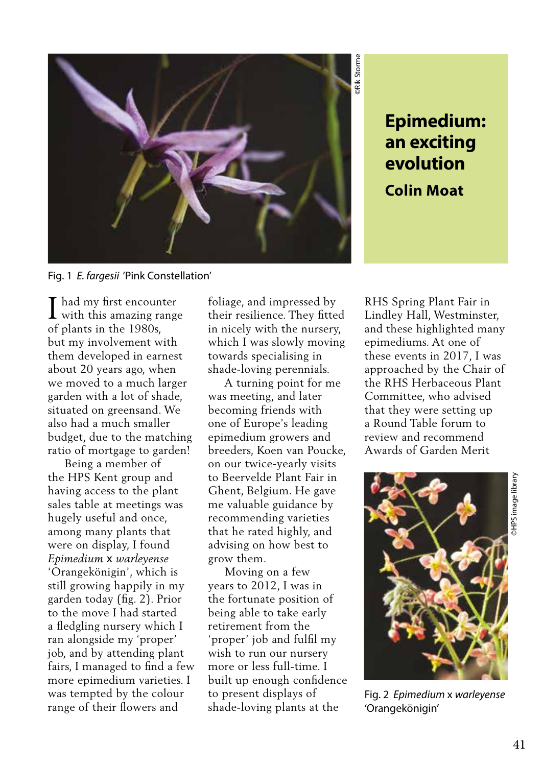# Epimedium: an exciting evolution

**Colin Moat**

Fig. 1 *E. fargesii* 'Pink Constellation'

I had my first encounter with this amazing range of plants in the 1980s, but my involvement with them developed in earnest about 20 years ago, when we moved to a much larger garden with a lot of shade, situated on greensand. We also had a much smaller budget, due to the matching ratio of mortgage to garden!

Being a member of the HPS Kent group and having access to the plant sales table at meetings was hugely useful and among many plants that were on display, I found *Epimedium* x *warleyense* 'Orangekönigin', which is still growing happily in my garden today (fig. 2). Prior to the move I had started a fledgling nursery which I ran alongside my 'proper' job, and by attending plant fairs, I managed to find a few more epimedium varieties. I was tempted by the colour range of their flowers and foliage, and impressed by their resilience. They fitted in nicely with the nursery, which I was slowly moving towards specialising in shade-loving perennials.

A turning point for me was meeting, and later becoming friends with one of Europe's leading epimedium growers and breeders, Koen van Poucke, on our twice-yearly visits to Beervelde Plant Fair in Ghent, Belgium. He gave me valuable guidance by recommending varieties that he rated highly, and advising on how best to grow them.

Moving on a few years to 2012, I was in the fortunate position of being able to take early retirement from the 'proper' job and fulfil my wish to run our nursery more or less full-time. I built up enough confidence to present displays of shade-loving plants at the RHS Spring Plant Fair in Lindley Hall, Westminster, and these highlighted many epimediums. At one of these events in 2017, I was approached by the Chair of the RHS Herbaceous Plant Committee, who advised that they were setting up a Round Table forum to review and recommend Awards of Garden Merit

Fig. 2 *Epimedium* x *warleyense* 'Orangekönigin'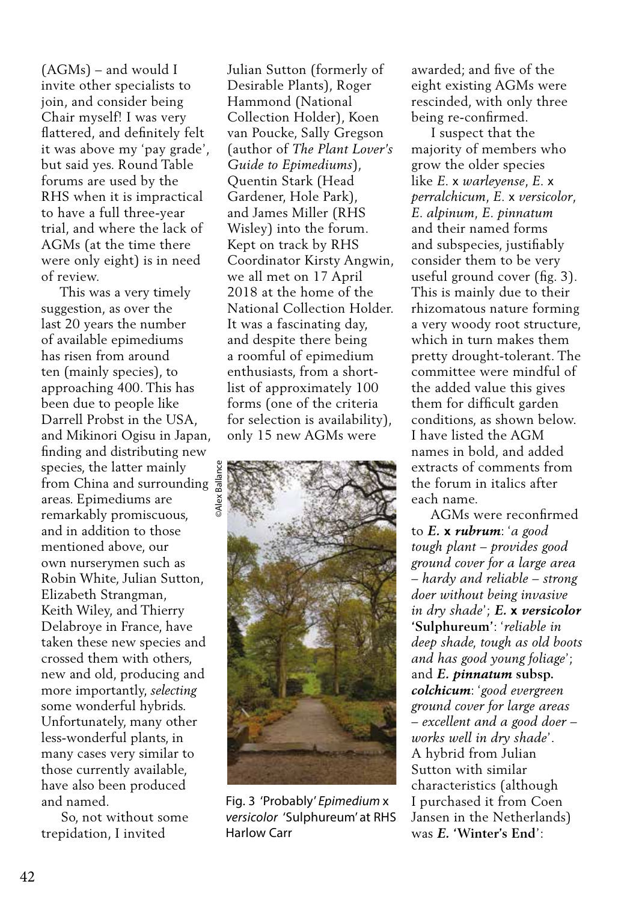(AGMs) – and would I invite other specialists to join, and consider being Chair myself! I was very flattered, and definitely felt it was above my 'pay grade', but said yes. Round Table forums are used by the RHS when it is impractical to have a full three-year trial, and where the lack of AGMs (at the time there were only eight) is in need of review.

This was a very timely suggestion, as over the last 20 years the number of available epimediums has risen from around ten (mainly species), to approaching 400. This has been due to people like Darrell Probst in the USA, and Mikinori Ogisu in Japan, finding and distributing new species, the latter mainly from China and surrounding areas. Epimediums are remarkably promiscuous, and in addition to those mentioned above, our own nurserymen such as Robin White, Julian Sutton, Elizabeth Strangman, Keith Wiley, and Thierry Delabroye in France, have taken these new species and crossed them with others, new and old, producing and more importantly, *selecting* some wonderful hybrids. Unfortunately, many other less-wonderful plants, in many cases very similar to those currently available, have also been produced and named.

So, not without some trepidation, I invited Julian Sutton (formerly of Desirable Plants), Roger Hammond (National Collection Holder), Koen van Poucke, Sally Gregson (author of *The Plant Lover's Guide to Epimediums*), Quentin Stark (Head Gardener, Hole Park), and James Miller (RHS Wisley) into the forum. Kept on track by RHS Coordinator Kirsty Angwin, we all met on 17 April 2018 at the home of the National Collection Holder. It was a fascinating day, and despite there being a roomful of epimedium enthusiasts, from a short-list of approximately 100 forms (one of the criteria for selection is availability), only 15 new AGMs were awarded; and five of the eight existing AGMs were rescinded, with only three being re-confirmed.

©Alex Ballance

Fig. 3 'Probably' *Epimedium* x *versicolor* 'Sulphureum' at RHS Harlow Carr

I suspect that the majority of members who grow the older species like *E.* x *warleyense*, *E.* x *perralchicum*, *E.* x *versicolor*, *E. alpinum*, *E. pinnatum* and their named forms and subspecies, justifiably consider them to be very useful ground cover (fig. 3). This is mainly due to their rhizomatous nature forming a very woody root structure, which in turn makes them pretty drought-tolerant. The committee were mindful of the added value this gives them for difficult garden conditions, as shown below. I have listed the AGM names in bold, and added extracts of comments from the forum in italics after each name.

AGMs were reconfirmed to ***E.* x *rubrum***: '*a good tough plant – provides good ground cover for a large area – hardy and reliable – strong doer without being invasive in dry shade*'; ***E.* x *versicolor* 'Sulphureum'**: '*reliable in deep shade, tough as old boots and has good young foliage*'; and ***E. pinnatum* subsp. *colchicum***: '*good evergreen ground cover for large areas – excellent and a good doer – works well in dry shade*'. A hybrid from Julian Sutton with similar characteristics (although I purchased it from Coen Jansen in the Netherlands) was ***E.* 'Winter's End'**: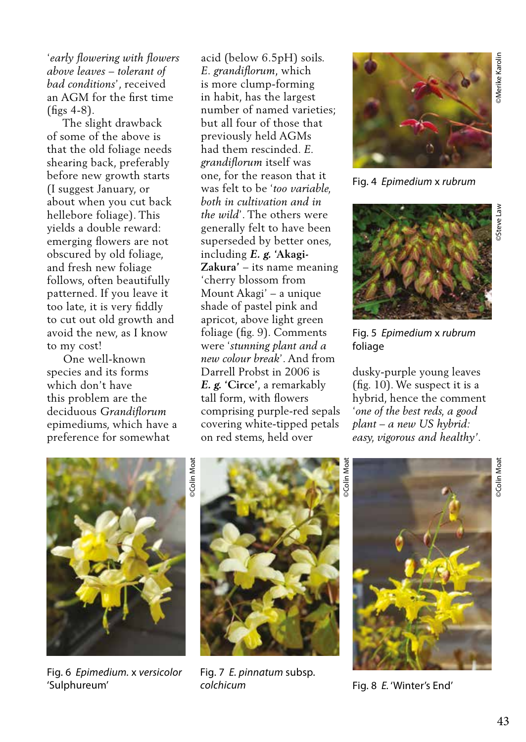'*early flowering with flowers above leaves – tolerant of bad conditions*', received an AGM for the first time (figs 4-8).

The slight drawback of some of the above is that the old foliage needs shearing back, preferably before new growth starts (I suggest January, or about when you cut back hellebore foliage). This yields a double reward: emerging flowers are not obscured by old foliage, and fresh new foliage follows, often beautifully patterned. If you leave it too late, it is very fiddly to cut out old growth and avoid the new, as I know to my cost!

One well-known species and its forms which don't have this problem are the deciduous *Grandiflorum* epimediums, which have a preference for somewhat acid (below 6.5pH) soils. *E. grandiflorum*, which is more clump-forming in habit, has the largest number of named varieties; but all four of those that previously held AGMs had them rescinded. *E. grandiflorum* itself was one, for the reason that it was felt to be '*too variable, both in cultivation and in the wild*'. The others were generally felt to have been superseded by better ones, including ***E. g.* 'Akagi-Zakura'** – its name meaning 'cherry blossom from Mount Akagi' – a unique shade of pastel pink and apricot, above light green foliage (fig. 9). Comments were '*stunning plant and a new colour break*'. And from Darrell Probst in 2006 is ***E. g.* 'Circe'**, a remarkably tall form, with flowers comprising purple-red sepals covering white-tipped petals on red stems, held over dusky-purple young leaves (fig. 10). We suspect it is a hybrid, hence the comment '*one of the best reds, a good plant – a new US hybrid: easy, vigorous and healthy*'.

©Merike Karolin

Fig. 4 *Epimedium* x *rubrum*

©Steve Law

Fig. 5 *Epimedium* x *rubrum* foliage

©Colin Moat

Fig. 6 *Epimedium.* x *versicolor* 'Sulphureum'

©Colin Moat

Fig. 7 *E. pinnatum* subsp. *colchicum*

©Colin Moat

Fig. 8 *E.* 'Winter's End'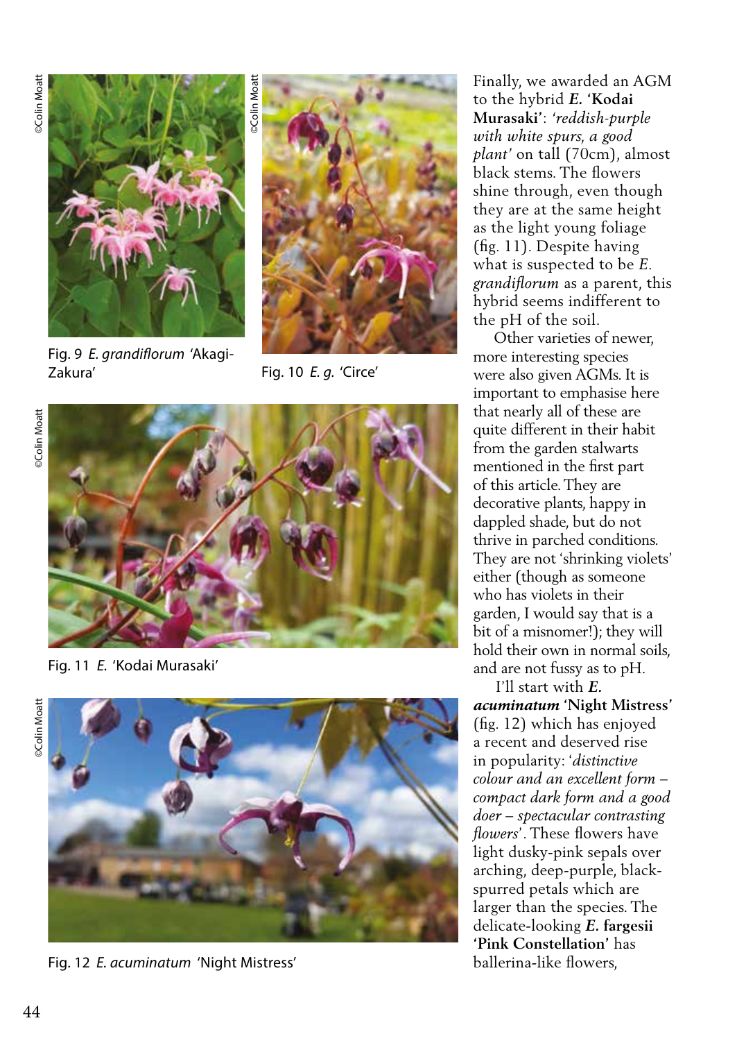Fig. 9 *E. grandiflorum* 'Akagi-Zakura'

Fig. 10 *E. g.* 'Circe'

Fig. 11 *E.* 'Kodai Murasaki'

Fig. 12 *E. acuminatum* 'Night Mistress'

Finally, we awarded an AGM to the hybrid ***E.* 'Kodai Murasaki'**: *'reddish-purple with white spurs, a good plant'* on tall (70cm), almost black stems. The flowers shine through, even though they are at the same height as the light young foliage (fig. 11). Despite having what is suspected to be *E. grandiflorum* as a parent, this hybrid seems indifferent to the pH of the soil.

Other varieties of newer, more interesting species were also given AGMs. It is important to emphasise here that nearly all of these are quite different in their habit from the garden stalwarts mentioned in the first part of this article. They are decorative plants, happy in dappled shade, but do not thrive in parched conditions. They are not 'shrinking violets' either (though as someone who has violets in their garden, I would say that is a bit of a misnomer!); they will hold their own in normal soils, and are not fussy as to pH.

I'll start with ***E. acuminatum* 'Night Mistress'** (fig. 12) which has enjoyed a recent and deserved rise in popularity: '*distinctive colour and an excellent form – compact dark form and a good doer – spectacular contrasting flowers*'. These flowers have light dusky-pink sepals over arching, deep-purple, black-spurred petals which are larger than the species. The delicate-looking ***E. fargesii* 'Pink Constellation'** has ballerina-like flowers,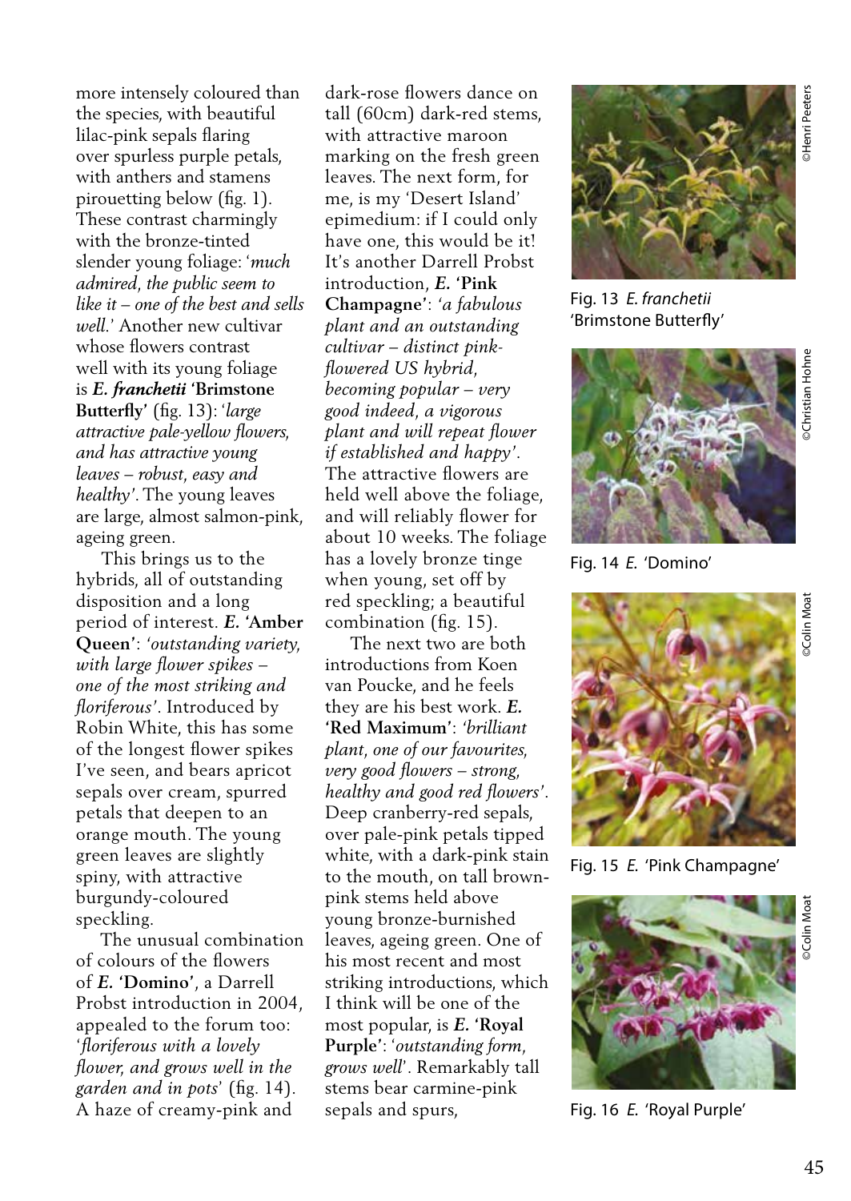more intensely coloured than the species, with beautiful lilac-pink sepals flaring over spurless purple petals, with anthers and stamens pirouetting below (fig. 1). These contrast charmingly with the bronze-tinted slender young foliage: '*much admired, the public seem to like it – one of the best and sells well.*' Another new cultivar whose flowers contrast well with its young foliage is ***E. franchetii* 'Brimstone Butterfly'** (fig. 13): '*large attractive pale-yellow flowers, and has attractive young leaves – robust, easy and healthy*'. The young leaves are large, almost salmon-pink, ageing green.

This brings us to the hybrids, all of outstanding disposition and a long period of interest. ***E.* 'Amber Queen'**: '*outstanding variety, with large flower spikes – one of the most striking and floriferous*'. Introduced by Robin White, this has some of the longest flower spikes I've seen, and bears apricot sepals over cream, spurred petals that deepen to an orange mouth. The young green leaves are slightly spiny, with attractive burgundy-coloured speckling.

The unusual combination of colours of the flowers of ***E.* 'Domino'**, a Darrell Probst introduction in 2004, appealed to the forum too: '*floriferous with a lovely flower, and grows well in the garden and in pots*' (fig. 14). A haze of creamy-pink and dark-rose flowers dance on tall (60cm) dark-red stems, with attractive maroon marking on the fresh green leaves. The next form, for me, is my 'Desert Island' epimedium: if I could only have one, this would be it! It's another Darrell Probst introduction, ***E.* 'Pink Champagne'**: '*a fabulous plant and an outstanding cultivar – distinct pink-flowered US hybrid, becoming popular – very good indeed, a vigorous plant and will repeat flower if established and happy*'. The attractive flowers are held well above the foliage, and will reliably flower for about 10 weeks. The foliage has a lovely bronze tinge when young, set off by red speckling; a beautiful combination (fig. 15).

The next two are both introductions from Koen van Poucke, and he feels they are his best work. ***E.* 'Red Maximum'**: '*brilliant plant, one of our favourites, very good flowers – strong, healthy and good red flowers*'. Deep cranberry-red sepals, over pale-pink petals tipped white, with a dark-pink stain to the mouth, on tall brown-pink stems held above young bronze-burnished leaves, ageing green. One of his most recent and most striking introductions, which I think will be one of the most popular, is ***E.* 'Royal Purple'**: '*outstanding form, grows well*'. Remarkably tall stems bear carmine-pink sepals and spurs,

©Henri Peeters

Fig. 13 *E. franchetii* 'Brimstone Butterfly'

©Christian Hohne

Fig. 14 *E.* 'Domino'

©Colin Moat

Fig. 15 *E.* 'Pink Champagne'

©Colin Moat

Fig. 16 *E.* 'Royal Purple'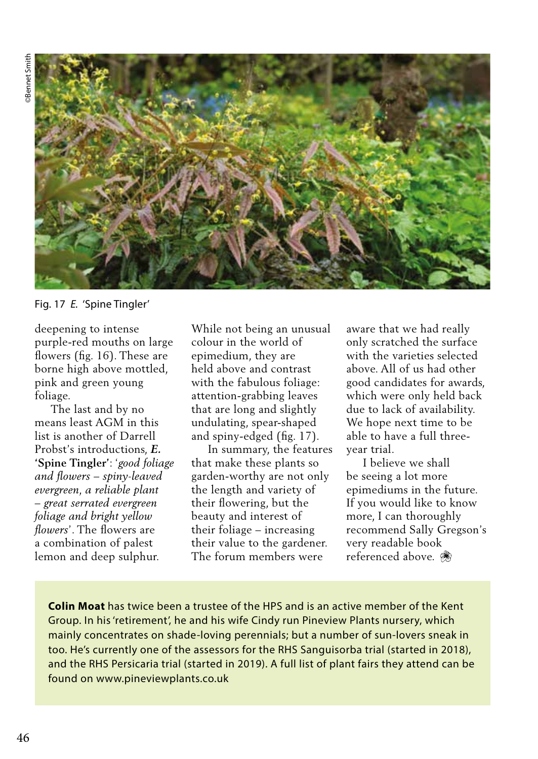Fig. 17 *E.* 'Spine Tingler'

deepening to intense purple-red mouths on large flowers (fig. 16). These are borne high above mottled, pink and green young foliage.

The last and by no means least AGM in this list is another of Darrell Probst's introductions, ***E.* 'Spine Tingler'**: '*good foliage and flowers – spiny-leaved evergreen, a reliable plant – great serrated evergreen foliage and bright yellow flowers*'. The flowers are a combination of palest lemon and deep sulphur. While not being an unusual colour in the world of epimedium, they are held above and contrast with the fabulous foliage: attention-grabbing leaves that are long and slightly undulating, spear-shaped and spiny-edged (fig. 17).

In summary, the features that make these plants so garden-worthy are not only the length and variety of their flowering, but the beauty and interest of their foliage – increasing their value to the gardener. The forum members were aware that we had really only scratched the surface with the varieties selected above. All of us had other good candidates for awards, which were only held back due to lack of availability. We hope next time to be able to have a full three-year trial.

I believe we shall be seeing a lot more epimediums in the future. If you would like to know more, I can thoroughly recommend Sally Gregson's very readable book referenced above.

**Colin Moat** has twice been a trustee of the HPS and is an active member of the Kent Group. In his 'retirement', he and his wife Cindy run Pineview Plants nursery, which mainly concentrates on shade-loving perennials; but a number of sun-lovers sneak in too. He's currently one of the assessors for the RHS Sanguisorba trial (started in 2018), and the RHS Persicaria trial (started in 2019). A full list of plant fairs they attend can be found on www.pineviewplants.co.uk